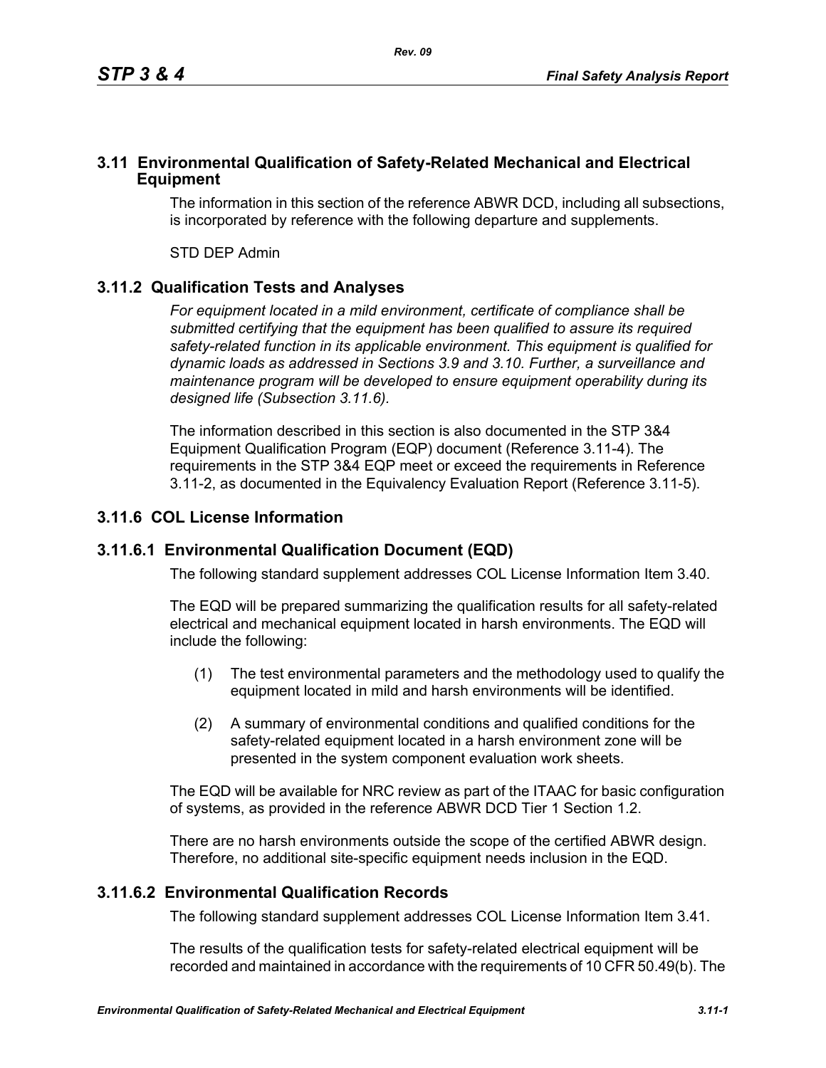## 3.11 Environmental Qualification of Safety-Related Mechanical and Electrical Equipment

The information in this section of the reference ABWR DCD, including all subsections, is incorporated by reference with the following departure and supplements.

STD DEP Admin

### 3.11.2 Qualification Tests and Analyses

*For equipment located in a mild environment, certificate of compliance shall be submitted certifying that the equipment has been qualified to assure its required safety-related function in its applicable environment. This equipment is qualified for dynamic loads as addressed in Sections 3.9 and 3.10. Further, a surveillance and maintenance program will be developed to ensure equipment operability during its designed life (Subsection 3.11.6).*

The information described in this section is also documented in the STP 3&4 Equipment Qualification Program (EQP) document (Reference 3.11-4). The requirements in the STP 3&4 EQP meet or exceed the requirements in Reference 3.11-2, as documented in the Equivalency Evaluation Report (Reference 3.11-5).

### 3.11.6 COL License Information

#### 3.11.6.1 Environmental Qualification Document (EQD)

The following standard supplement addresses COL License Information Item 3.40.

The EQD will be prepared summarizing the qualification results for all safety-related electrical and mechanical equipment located in harsh environments. The EQD will include the following:

(1) The test environmental parameters and the methodology used to qualify the equipment located in mild and harsh environments will be identified.

(2) A summary of environmental conditions and qualified conditions for the safety-related equipment located in a harsh environment zone will be presented in the system component evaluation work sheets.

The EQD will be available for NRC review as part of the ITAAC for basic configuration of systems, as provided in the reference ABWR DCD Tier 1 Section 1.2.

There are no harsh environments outside the scope of the certified ABWR design. Therefore, no additional site-specific equipment needs inclusion in the EQD.

#### 3.11.6.2 Environmental Qualification Records

The following standard supplement addresses COL License Information Item 3.41.

The results of the qualification tests for safety-related electrical equipment will be recorded and maintained in accordance with the requirements of 10 CFR 50.49(b). The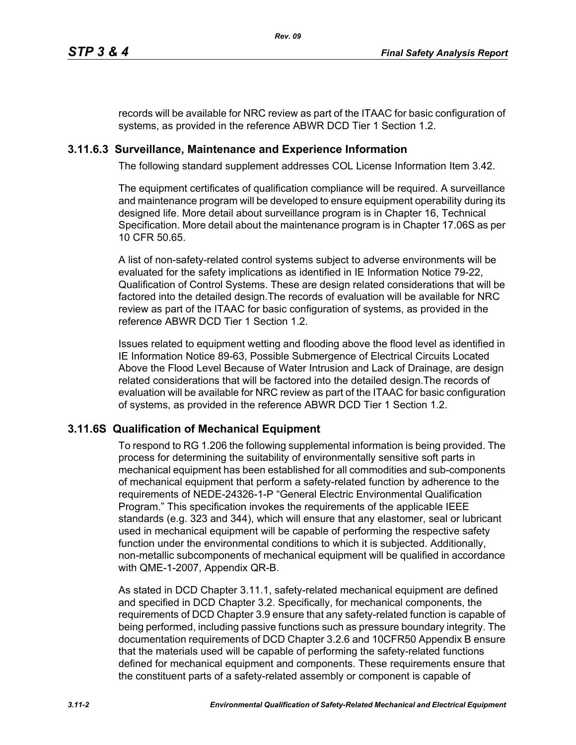records will be available for NRC review as part of the ITAAC for basic configuration of systems, as provided in the reference ABWR DCD Tier 1 Section 1.2.

### 3.11.6.3 Surveillance, Maintenance and Experience Information

The following standard supplement addresses COL License Information Item 3.42.

The equipment certificates of qualification compliance will be required. A surveillance and maintenance program will be developed to ensure equipment operability during its designed life. More detail about surveillance program is in Chapter 16, Technical Specification. More detail about the maintenance program is in Chapter 17.06S as per 10 CFR 50.65.

A list of non-safety-related control systems subject to adverse environments will be evaluated for the safety implications as identified in IE Information Notice 79-22, Qualification of Control Systems. These are design related considerations that will be factored into the detailed design.The records of evaluation will be available for NRC review as part of the ITAAC for basic configuration of systems, as provided in the reference ABWR DCD Tier 1 Section 1.2.

Issues related to equipment wetting and flooding above the flood level as identified in IE Information Notice 89-63, Possible Submergence of Electrical Circuits Located Above the Flood Level Because of Water Intrusion and Lack of Drainage, are design related considerations that will be factored into the detailed design.The records of evaluation will be available for NRC review as part of the ITAAC for basic configuration of systems, as provided in the reference ABWR DCD Tier 1 Section 1.2.

## 3.11.6S Qualification of Mechanical Equipment

To respond to RG 1.206 the following supplemental information is being provided. The process for determining the suitability of environmentally sensitive soft parts in mechanical equipment has been established for all commodities and sub-components of mechanical equipment that perform a safety-related function by adherence to the requirements of NEDE-24326-1-P "General Electric Environmental Qualification Program." This specification invokes the requirements of the applicable IEEE standards (e.g. 323 and 344), which will ensure that any elastomer, seal or lubricant used in mechanical equipment will be capable of performing the respective safety function under the environmental conditions to which it is subjected. Additionally, non-metallic subcomponents of mechanical equipment will be qualified in accordance with QME-1-2007, Appendix QR-B.

As stated in DCD Chapter 3.11.1, safety-related mechanical equipment are defined and specified in DCD Chapter 3.2. Specifically, for mechanical components, the requirements of DCD Chapter 3.9 ensure that any safety-related function is capable of being performed, including passive functions such as pressure boundary integrity. The documentation requirements of DCD Chapter 3.2.6 and 10CFR50 Appendix B ensure that the materials used will be capable of performing the safety-related functions defined for mechanical equipment and components. These requirements ensure that the constituent parts of a safety-related assembly or component is capable of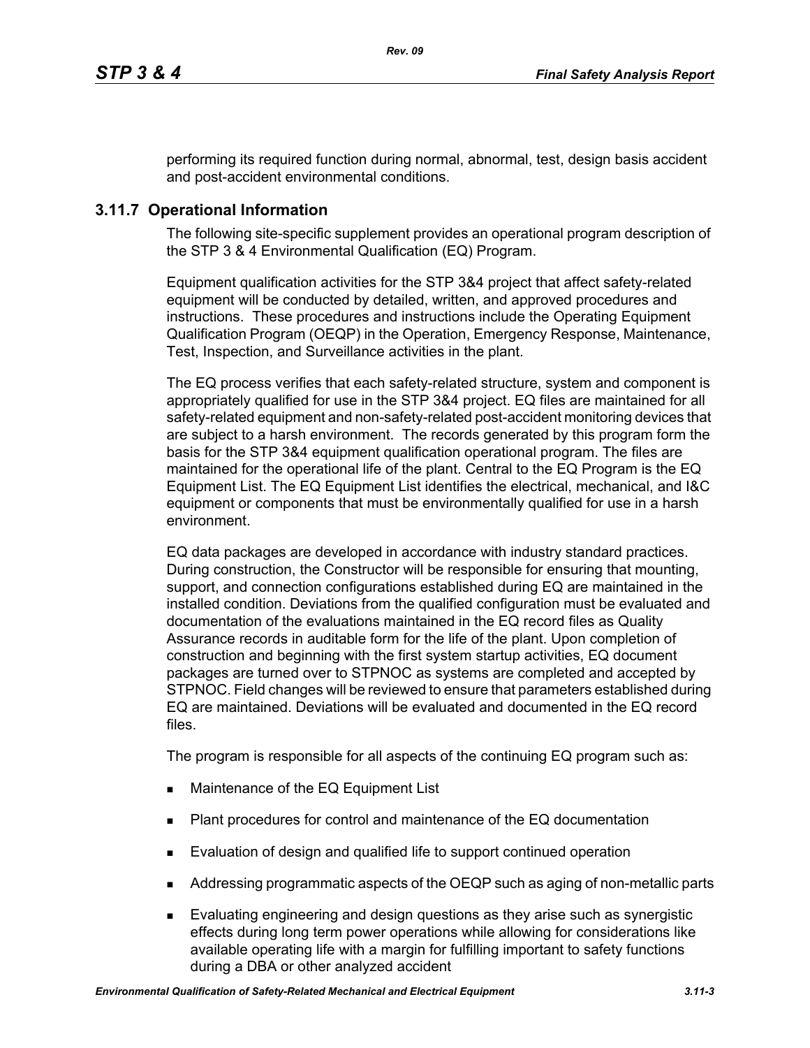performing its required function during normal, abnormal, test, design basis accident and post-accident environmental conditions.

## 3.11.7 Operational Information

The following site-specific supplement provides an operational program description of the STP 3 & 4 Environmental Qualification (EQ) Program.

Equipment qualification activities for the STP 3&4 project that affect safety-related equipment will be conducted by detailed, written, and approved procedures and instructions. These procedures and instructions include the Operating Equipment Qualification Program (OEQP) in the Operation, Emergency Response, Maintenance, Test, Inspection, and Surveillance activities in the plant.

The EQ process verifies that each safety-related structure, system and component is appropriately qualified for use in the STP 3&4 project. EQ files are maintained for all safety-related equipment and non-safety-related post-accident monitoring devices that are subject to a harsh environment. The records generated by this program form the basis for the STP 3&4 equipment qualification operational program. The files are maintained for the operational life of the plant. Central to the EQ Program is the EQ Equipment List. The EQ Equipment List identifies the electrical, mechanical, and I&C equipment or components that must be environmentally qualified for use in a harsh environment.

EQ data packages are developed in accordance with industry standard practices. During construction, the Constructor will be responsible for ensuring that mounting, support, and connection configurations established during EQ are maintained in the installed condition. Deviations from the qualified configuration must be evaluated and documentation of the evaluations maintained in the EQ record files as Quality Assurance records in auditable form for the life of the plant. Upon completion of construction and beginning with the first system startup activities, EQ document packages are turned over to STPNOC as systems are completed and accepted by STPNOC. Field changes will be reviewed to ensure that parameters established during EQ are maintained. Deviations will be evaluated and documented in the EQ record files.

The program is responsible for all aspects of the continuing EQ program such as:

- Maintenance of the EQ Equipment List
- Plant procedures for control and maintenance of the EQ documentation
- Evaluation of design and qualified life to support continued operation
- Addressing programmatic aspects of the OEQP such as aging of non-metallic parts
- Evaluating engineering and design questions as they arise such as synergistic effects during long term power operations while allowing for considerations like available operating life with a margin for fulfilling important to safety functions during a DBA or other analyzed accident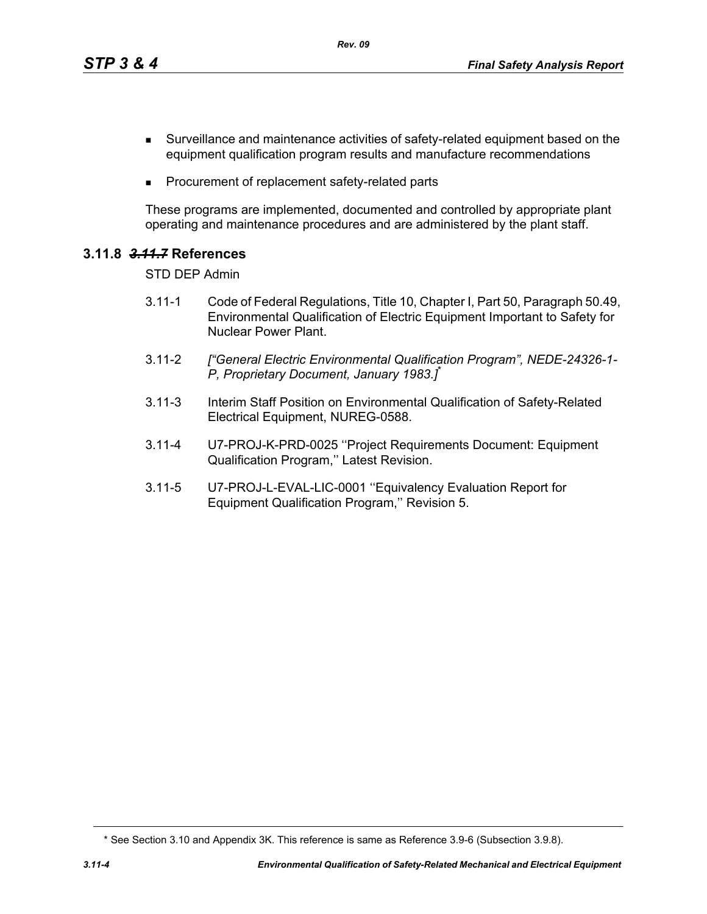- Surveillance and maintenance activities of safety-related equipment based on the equipment qualification program results and manufacture recommendations
- Procurement of replacement safety-related parts

These programs are implemented, documented and controlled by appropriate plant operating and maintenance procedures and are administered by the plant staff.

## 3.11.8 ~~*3.11.7*~~ References

STD DEP Admin

3.11-1 Code of Federal Regulations, Title 10, Chapter I, Part 50, Paragraph 50.49, Environmental Qualification of Electric Equipment Important to Safety for Nuclear Power Plant.

3.11-2 *["General Electric Environmental Qualification Program", NEDE-24326-1-P, Proprietary Document, January 1983.]**

3.11-3 Interim Staff Position on Environmental Qualification of Safety-Related Electrical Equipment, NUREG-0588.

3.11-4 U7-PROJ-K-PRD-0025 ''Project Requirements Document: Equipment Qualification Program,'' Latest Revision.

3.11-5 U7-PROJ-L-EVAL-LIC-0001 ''Equivalency Evaluation Report for Equipment Qualification Program,'' Revision 5.

* See Section 3.10 and Appendix 3K. This reference is same as Reference 3.9-6 (Subsection 3.9.8).